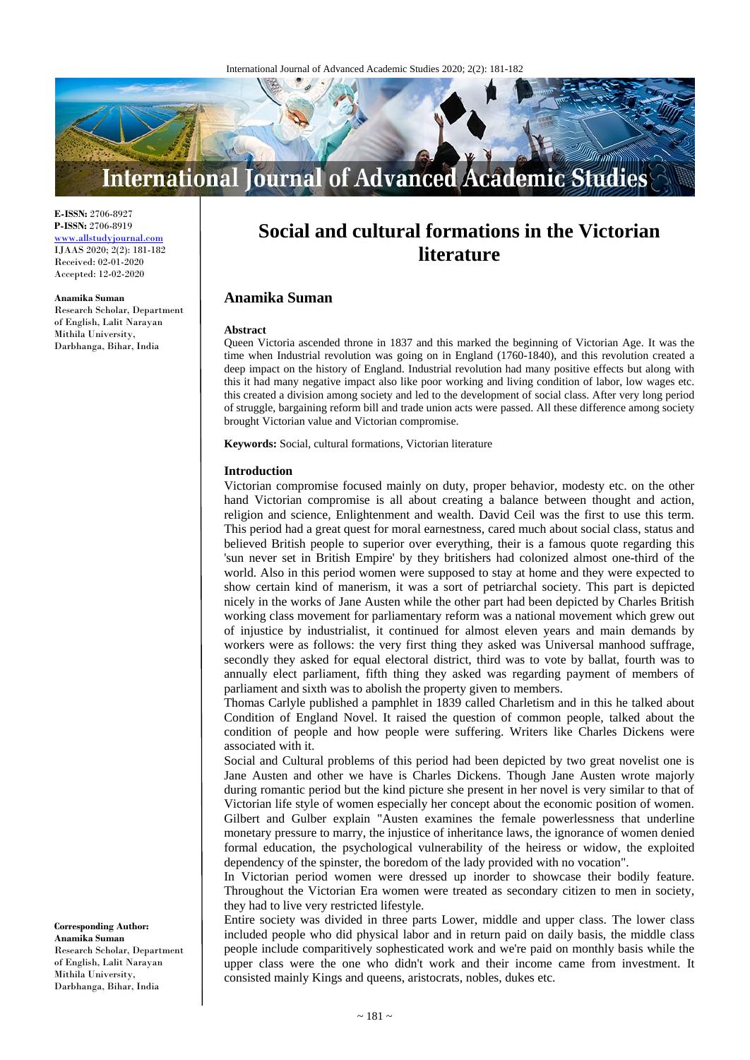**E-ISSN:** 2706-8927
**P-ISSN:** 2706-8919
www.allstudyjournal.com
IJAAS 2020; 2(2): 181-182
Received: 02-01-2020
Accepted: 12-02-2020

**Anamika Suman**
Research Scholar, Department of English, Lalit Narayan Mithila University, Darbhanga, Bihar, India

**Corresponding Author:**
**Anamika Suman**
Research Scholar, Department of English, Lalit Narayan Mithila University, Darbhanga, Bihar, India

# Social and cultural formations in the Victorian literature

## Anamika Suman

### Abstract

Queen Victoria ascended throne in 1837 and this marked the beginning of Victorian Age. It was the time when Industrial revolution was going on in England (1760-1840), and this revolution created a deep impact on the history of England. Industrial revolution had many positive effects but along with this it had many negative impact also like poor working and living condition of labor, low wages etc. this created a division among society and led to the development of social class. After very long period of struggle, bargaining reform bill and trade union acts were passed. All these difference among society brought Victorian value and Victorian compromise.

**Keywords:** Social, cultural formations, Victorian literature

### Introduction

Victorian compromise focused mainly on duty, proper behavior, modesty etc. on the other hand Victorian compromise is all about creating a balance between thought and action, religion and science, Enlightenment and wealth. David Ceil was the first to use this term. This period had a great quest for moral earnestness, cared much about social class, status and believed British people to superior over everything, their is a famous quote regarding this 'sun never set in British Empire' by they britishers had colonized almost one-third of the world. Also in this period women were supposed to stay at home and they were expected to show certain kind of manerism, it was a sort of petriarchal society. This part is depicted nicely in the works of Jane Austen while the other part had been depicted by Charles British working class movement for parliamentary reform was a national movement which grew out of injustice by industrialist, it continued for almost eleven years and main demands by workers were as follows: the very first thing they asked was Universal manhood suffrage, secondly they asked for equal electoral district, third was to vote by ballat, fourth was to annually elect parliament, fifth thing they asked was regarding payment of members of parliament and sixth was to abolish the property given to members.

Thomas Carlyle published a pamphlet in 1839 called Charletism and in this he talked about Condition of England Novel. It raised the question of common people, talked about the condition of people and how people were suffering. Writers like Charles Dickens were associated with it.

Social and Cultural problems of this period had been depicted by two great novelist one is Jane Austen and other we have is Charles Dickens. Though Jane Austen wrote majorly during romantic period but the kind picture she present in her novel is very similar to that of Victorian life style of women especially her concept about the economic position of women. Gilbert and Gulber explain "Austen examines the female powerlessness that underline monetary pressure to marry, the injustice of inheritance laws, the ignorance of women denied formal education, the psychological vulnerability of the heiress or widow, the exploited dependency of the spinster, the boredom of the lady provided with no vocation".

In Victorian period women were dressed up inorder to showcase their bodily feature. Throughout the Victorian Era women were treated as secondary citizen to men in society, they had to live very restricted lifestyle.

Entire society was divided in three parts Lower, middle and upper class. The lower class included people who did physical labor and in return paid on daily basis, the middle class people include comparitively sophesticated work and we're paid on monthly basis while the upper class were the one who didn't work and their income came from investment. It consisted mainly Kings and queens, aristocrats, nobles, dukes etc.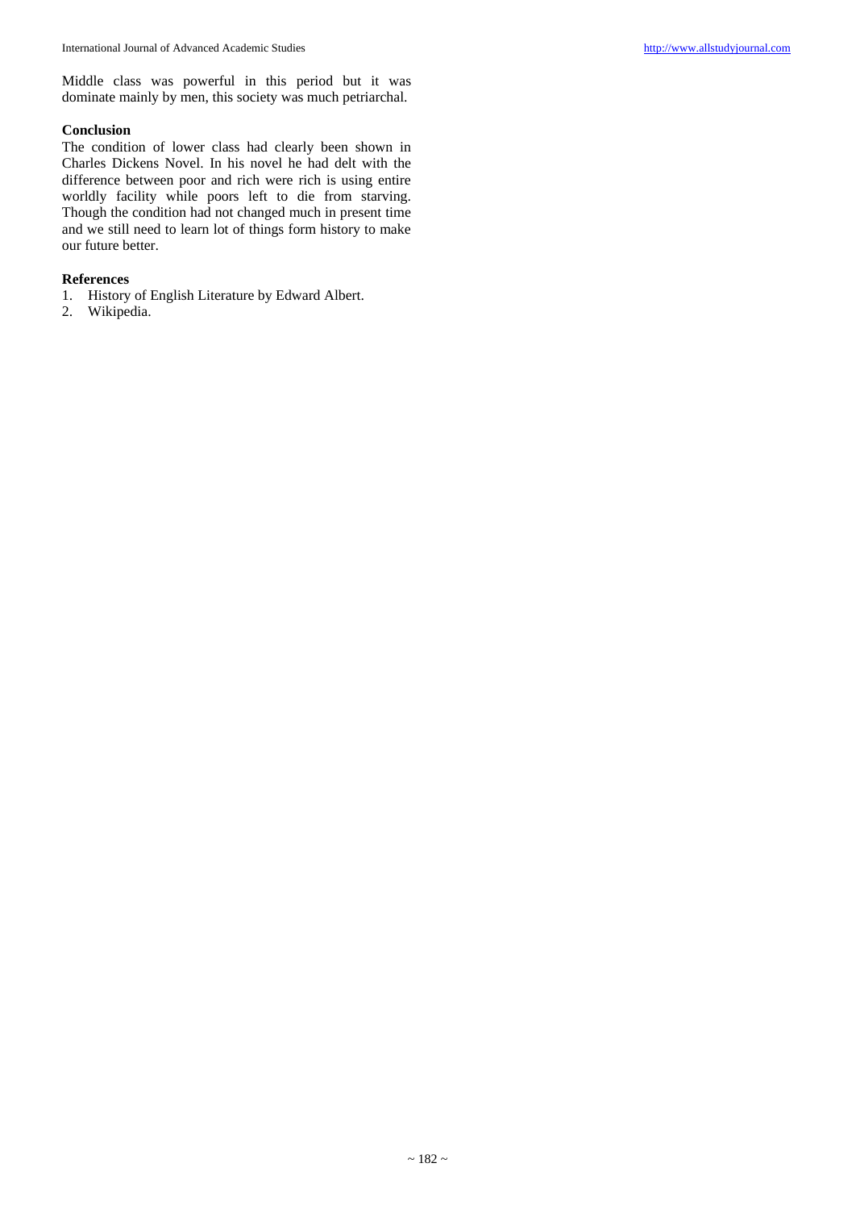Middle class was powerful in this period but it was dominate mainly by men, this society was much petriarchal.

## Conclusion

The condition of lower class had clearly been shown in Charles Dickens Novel. In his novel he had delt with the difference between poor and rich were rich is using entire worldly facility while poors left to die from starving. Though the condition had not changed much in present time and we still need to learn lot of things form history to make our future better.

## References

1. History of English Literature by Edward Albert.
2. Wikipedia.